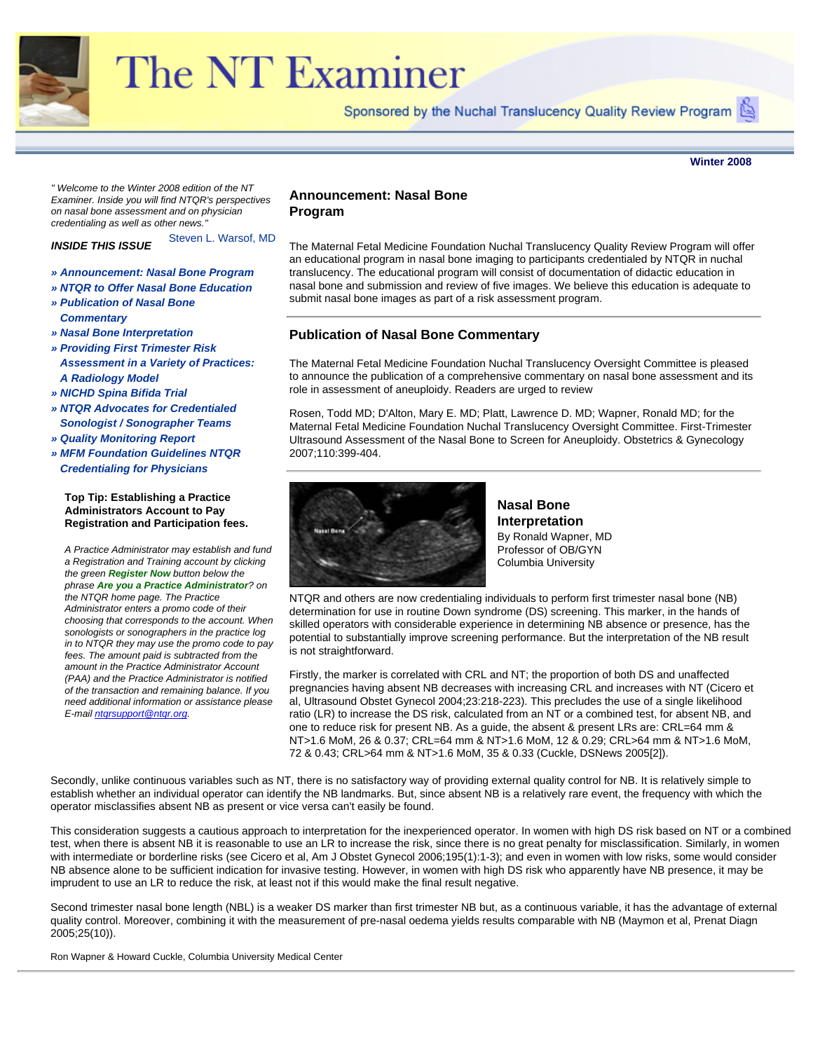# The NT Examiner

Sponsored by the Nuchal Translucency Quality Review Program

**Winter 2008**

*" Welcome to the Winter 2008 edition of the NT Examiner. Inside you will find NTQR's perspectives on nasal bone assessment and on physician credentialing as well as other news."*

Steven L. Warsof, MD

***INSIDE THIS ISSUE***

- ***» Announcement: Nasal Bone Program***
- ***» NTQR to Offer Nasal Bone Education***
- ***» Publication of Nasal Bone Commentary***
- ***» Nasal Bone Interpretation***
- ***» Providing First Trimester Risk Assessment in a Variety of Practices: A Radiology Model***
- ***» NICHD Spina Bifida Trial***
- ***» NTQR Advocates for Credentialed Sonologist / Sonographer Teams***
- ***» Quality Monitoring Report***
- ***» MFM Foundation Guidelines NTQR Credentialing for Physicians***

**Top Tip: Establishing a Practice Administrators Account to Pay Registration and Participation fees.**

*A Practice Administrator may establish and fund a Registration and Training account by clicking the green **Register Now** button below the phrase **Are you a Practice Administrator**? on the NTQR home page. The Practice Administrator enters a promo code of their choosing that corresponds to the account. When sonologists or sonographers in the practice log in to NTQR they may use the promo code to pay fees. The amount paid is subtracted from the amount in the Practice Administrator Account (PAA) and the Practice Administrator is notified of the transaction and remaining balance. If you need additional information or assistance please E-mail ntqrsupport@ntqr.org.*

## Announcement: Nasal Bone Program

The Maternal Fetal Medicine Foundation Nuchal Translucency Quality Review Program will offer an educational program in nasal bone imaging to participants credentialed by NTQR in nuchal translucency. The educational program will consist of documentation of didactic education in nasal bone and submission and review of five images. We believe this education is adequate to submit nasal bone images as part of a risk assessment program.

## Publication of Nasal Bone Commentary

The Maternal Fetal Medicine Foundation Nuchal Translucency Oversight Committee is pleased to announce the publication of a comprehensive commentary on nasal bone assessment and its role in assessment of aneuploidy. Readers are urged to review

Rosen, Todd MD; D'Alton, Mary E. MD; Platt, Lawrence D. MD; Wapner, Ronald MD; for the Maternal Fetal Medicine Foundation Nuchal Translucency Oversight Committee. First-Trimester Ultrasound Assessment of the Nasal Bone to Screen for Aneuploidy. Obstetrics & Gynecology 2007;110:399-404.

## Nasal Bone Interpretation

By Ronald Wapner, MD
Professor of OB/GYN
Columbia University

NTQR and others are now credentialing individuals to perform first trimester nasal bone (NB) determination for use in routine Down syndrome (DS) screening. This marker, in the hands of skilled operators with considerable experience in determining NB absence or presence, has the potential to substantially improve screening performance. But the interpretation of the NB result is not straightforward.

Firstly, the marker is correlated with CRL and NT; the proportion of both DS and unaffected pregnancies having absent NB decreases with increasing CRL and increases with NT (Cicero et al, Ultrasound Obstet Gynecol 2004;23:218-223). This precludes the use of a single likelihood ratio (LR) to increase the DS risk, calculated from an NT or a combined test, for absent NB, and one to reduce risk for present NB. As a guide, the absent & present LRs are: CRL=64 mm & NT>1.6 MoM, 26 & 0.37; CRL=64 mm & NT>1.6 MoM, 12 & 0.29; CRL>64 mm & NT>1.6 MoM, 72 & 0.43; CRL>64 mm & NT>1.6 MoM, 35 & 0.33 (Cuckle, DSNews 2005[2]).

Secondly, unlike continuous variables such as NT, there is no satisfactory way of providing external quality control for NB. It is relatively simple to establish whether an individual operator can identify the NB landmarks. But, since absent NB is a relatively rare event, the frequency with which the operator misclassifies absent NB as present or vice versa can't easily be found.

This consideration suggests a cautious approach to interpretation for the inexperienced operator. In women with high DS risk based on NT or a combined test, when there is absent NB it is reasonable to use an LR to increase the risk, since there is no great penalty for misclassification. Similarly, in women with intermediate or borderline risks (see Cicero et al, Am J Obstet Gynecol 2006;195(1):1-3); and even in women with low risks, some would consider NB absence alone to be sufficient indication for invasive testing. However, in women with high DS risk who apparently have NB presence, it may be imprudent to use an LR to reduce the risk, at least not if this would make the final result negative.

Second trimester nasal bone length (NBL) is a weaker DS marker than first trimester NB but, as a continuous variable, it has the advantage of external quality control. Moreover, combining it with the measurement of pre-nasal oedema yields results comparable with NB (Maymon et al, Prenat Diagn 2005;25(10)).

Ron Wapner & Howard Cuckle, Columbia University Medical Center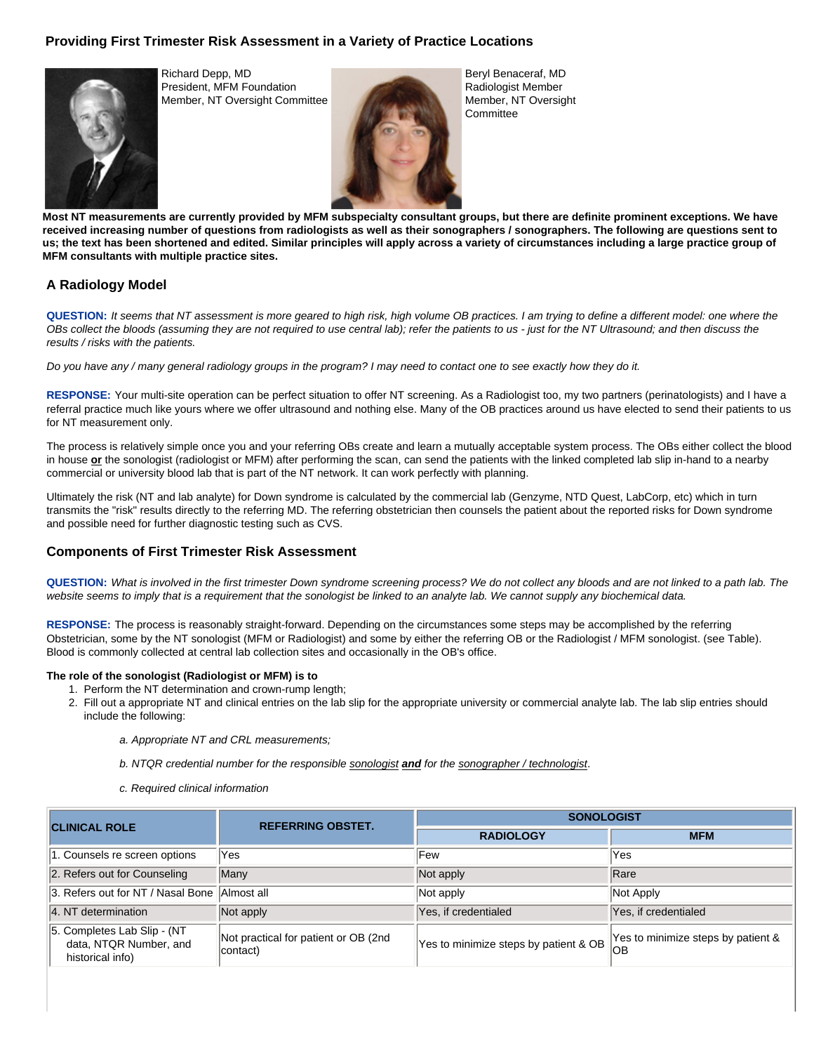## Providing First Trimester Risk Assessment in a Variety of Practice Locations

Richard Depp, MD
President, MFM Foundation
Member, NT Oversight Committee

Beryl Benaceraf, MD
Radiologist Member
Member, NT Oversight Committee

**Most NT measurements are currently provided by MFM subspecialty consultant groups, but there are definite prominent exceptions. We have received increasing number of questions from radiologists as well as their sonographers / sonographers. The following are questions sent to us; the text has been shortened and edited. Similar principles will apply across a variety of circumstances including a large practice group of MFM consultants with multiple practice sites.**

### A Radiology Model

**QUESTION:** *It seems that NT assessment is more geared to high risk, high volume OB practices. I am trying to define a different model: one where the OBs collect the bloods (assuming they are not required to use central lab); refer the patients to us - just for the NT Ultrasound; and then discuss the results / risks with the patients.*

*Do you have any / many general radiology groups in the program? I may need to contact one to see exactly how they do it.*

**RESPONSE:** Your multi-site operation can be perfect situation to offer NT screening. As a Radiologist too, my two partners (perinatologists) and I have a referral practice much like yours where we offer ultrasound and nothing else. Many of the OB practices around us have elected to send their patients to us for NT measurement only.

The process is relatively simple once you and your referring OBs create and learn a mutually acceptable system process. The OBs either collect the blood in house **or** the sonologist (radiologist or MFM) after performing the scan, can send the patients with the linked completed lab slip in-hand to a nearby commercial or university blood lab that is part of the NT network. It can work perfectly with planning.

Ultimately the risk (NT and lab analyte) for Down syndrome is calculated by the commercial lab (Genzyme, NTD Quest, LabCorp, etc) which in turn transmits the "risk" results directly to the referring MD. The referring obstetrician then counsels the patient about the reported risks for Down syndrome and possible need for further diagnostic testing such as CVS.

### Components of First Trimester Risk Assessment

**QUESTION:** *What is involved in the first trimester Down syndrome screening process? We do not collect any bloods and are not linked to a path lab. The website seems to imply that is a requirement that the sonologist be linked to an analyte lab. We cannot supply any biochemical data.*

**RESPONSE:** The process is reasonably straight-forward. Depending on the circumstances some steps may be accomplished by the referring Obstetrician, some by the NT sonologist (MFM or Radiologist) and some by either the referring OB or the Radiologist / MFM sonologist. (see Table). Blood is commonly collected at central lab collection sites and occasionally in the OB's office.

**The role of the sonologist (Radiologist or MFM) is to**

1. Perform the NT determination and crown-rump length;
2. Fill out a appropriate NT and clinical entries on the lab slip for the appropriate university or commercial analyte lab. The lab slip entries should include the following:

   *a. Appropriate NT and CRL measurements;*

   *b. NTQR credential number for the responsible sonologist **and** for the sonographer / technologist.*

   *c. Required clinical information*

| CLINICAL ROLE | REFERRING OBSTET. | SONOLOGIST | |
|---|---|---|---|
| | | RADIOLOGY | MFM |
| 1. Counsels re screen options | Yes | Few | Yes |
| 2. Refers out for Counseling | Many | Not apply | Rare |
| 3. Refers out for NT / Nasal Bone | Almost all | Not apply | Not Apply |
| 4. NT determination | Not apply | Yes, if credentialed | Yes, if credentialed |
| 5. Completes Lab Slip - (NT data, NTQR Number, and historical info) | Not practical for patient or OB (2nd contact) | Yes to minimize steps by patient & OB | Yes to minimize steps by patient & OB |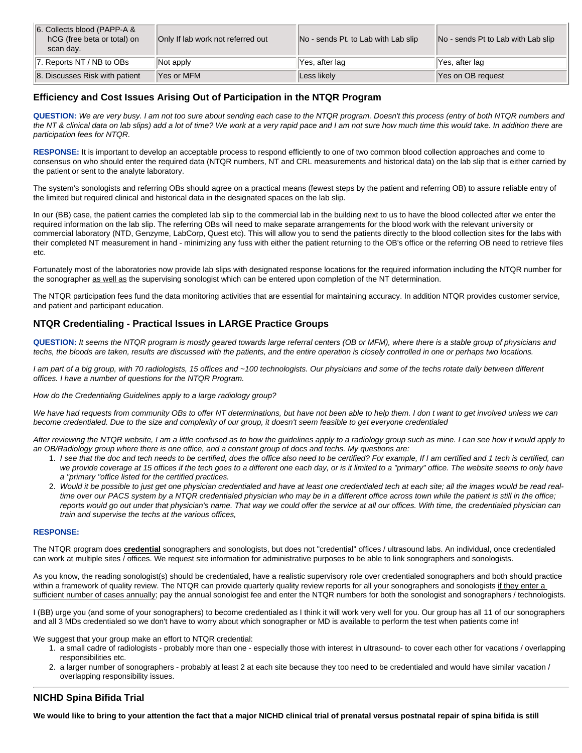| 6. Collects blood (PAPP-A & hCG (free beta or total) on scan day. | Only If lab work not referred out | No - sends Pt. to Lab with Lab slip | No - sends Pt to Lab with Lab slip |
|---|---|---|---|
| 7. Reports NT / NB to OBs | Not apply | Yes, after lag | Yes, after lag |
| 8. Discusses Risk with patient | Yes or MFM | Less likely | Yes on OB request |

### Efficiency and Cost Issues Arising Out of Participation in the NTQR Program

**QUESTION:** *We are very busy. I am not too sure about sending each case to the NTQR program. Doesn't this process (entry of both NTQR numbers and the NT & clinical data on lab slips) add a lot of time? We work at a very rapid pace and I am not sure how much time this would take. In addition there are participation fees for NTQR.*

**RESPONSE:** It is important to develop an acceptable process to respond efficiently to one of two common blood collection approaches and come to consensus on who should enter the required data (NTQR numbers, NT and CRL measurements and historical data) on the lab slip that is either carried by the patient or sent to the analyte laboratory.

The system's sonologists and referring OBs should agree on a practical means (fewest steps by the patient and referring OB) to assure reliable entry of the limited but required clinical and historical data in the designated spaces on the lab slip.

In our (BB) case, the patient carries the completed lab slip to the commercial lab in the building next to us to have the blood collected after we enter the required information on the lab slip. The referring OBs will need to make separate arrangements for the blood work with the relevant university or commercial laboratory (NTD, Genzyme, LabCorp, Quest etc). This will allow you to send the patients directly to the blood collection sites for the labs with their completed NT measurement in hand - minimizing any fuss with either the patient returning to the OB's office or the referring OB need to retrieve files etc.

Fortunately most of the laboratories now provide lab slips with designated response locations for the required information including the NTQR number for the sonographer as well as the supervising sonologist which can be entered upon completion of the NT determination.

The NTQR participation fees fund the data monitoring activities that are essential for maintaining accuracy. In addition NTQR provides customer service, and patient and participant education.

### NTQR Credentialing - Practical Issues in LARGE Practice Groups

**QUESTION:** *It seems the NTQR program is mostly geared towards large referral centers (OB or MFM), where there is a stable group of physicians and techs, the bloods are taken, results are discussed with the patients, and the entire operation is closely controlled in one or perhaps two locations.*

*I am part of a big group, with 70 radiologists, 15 offices and ~100 technologists. Our physicians and some of the techs rotate daily between different offices. I have a number of questions for the NTQR Program.*

*How do the Credentialing Guidelines apply to a large radiology group?*

*We have had requests from community OBs to offer NT determinations, but have not been able to help them. I don t want to get involved unless we can become credentialed. Due to the size and complexity of our group, it doesn't seem feasible to get everyone credentialed*

*After reviewing the NTQR website, I am a little confused as to how the guidelines apply to a radiology group such as mine. I can see how it would apply to an OB/Radiology group where there is one office, and a constant group of docs and techs. My questions are:*

1. *I see that the doc and tech needs to be certified, does the office also need to be certified? For example, If I am certified and 1 tech is certified, can we provide coverage at 15 offices if the tech goes to a different one each day, or is it limited to a "primary" office. The website seems to only have a "primary "office listed for the certified practices.*
2. *Would it be possible to just get one physician credentialed and have at least one credentialed tech at each site; all the images would be read real-time over our PACS system by a NTQR credentialed physician who may be in a different office across town while the patient is still in the office; reports would go out under that physician's name. That way we could offer the service at all our offices. With time, the credentialed physician can train and supervise the techs at the various offices,*

**RESPONSE:**

The NTQR program does **credential** sonographers and sonologists, but does not "credential" offices / ultrasound labs. An individual, once credentialed can work at multiple sites / offices. We request site information for administrative purposes to be able to link sonographers and sonologists.

As you know, the reading sonologist(s) should be credentialed, have a realistic supervisory role over credentialed sonographers and both should practice within a framework of quality review. The NTQR can provide quarterly quality review reports for all your sonographers and sonologists if they enter a sufficient number of cases annually; pay the annual sonologist fee and enter the NTQR numbers for both the sonologist and sonographers / technologists.

I (BB) urge you (and some of your sonographers) to become credentialed as I think it will work very well for you. Our group has all 11 of our sonographers and all 3 MDs credentialed so we don't have to worry about which sonographer or MD is available to perform the test when patients come in!

We suggest that your group make an effort to NTQR credential:

1. a small cadre of radiologists - probably more than one - especially those with interest in ultrasound- to cover each other for vacations / overlapping responsibilities etc.
2. a larger number of sonographers - probably at least 2 at each site because they too need to be credentialed and would have similar vacation / overlapping responsibility issues.

---

### NICHD Spina Bifida Trial

**We would like to bring to your attention the fact that a major NICHD clinical trial of prenatal versus postnatal repair of spina bifida is still**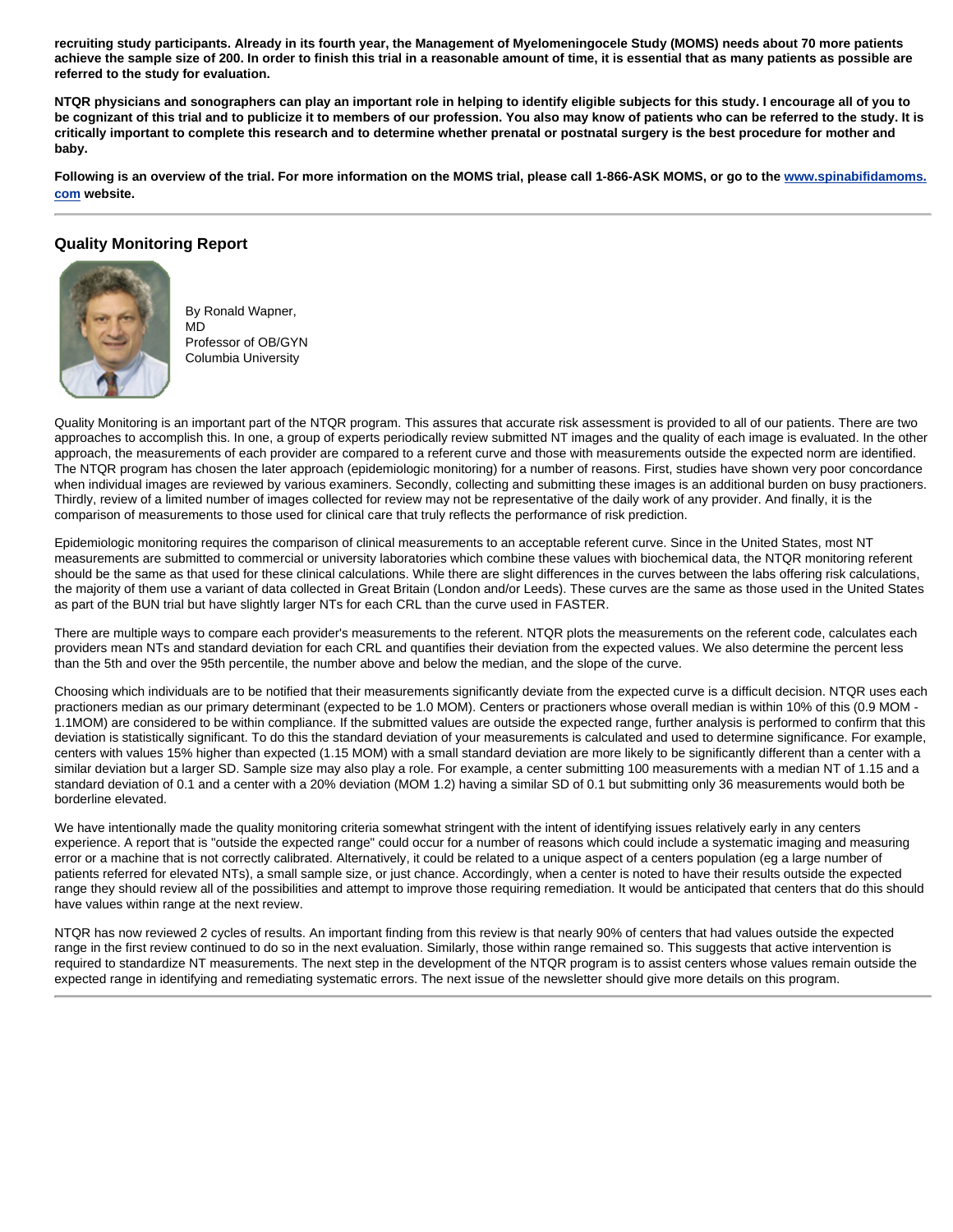**recruiting study participants. Already in its fourth year, the Management of Myelomeningocele Study (MOMS) needs about 70 more patients achieve the sample size of 200. In order to finish this trial in a reasonable amount of time, it is essential that as many patients as possible are referred to the study for evaluation.**

**NTQR physicians and sonographers can play an important role in helping to identify eligible subjects for this study. I encourage all of you to be cognizant of this trial and to publicize it to members of our profession. You also may know of patients who can be referred to the study. It is critically important to complete this research and to determine whether prenatal or postnatal surgery is the best procedure for mother and baby.**

**Following is an overview of the trial. For more information on the MOMS trial, please call 1-866-ASK MOMS, or go to the [www.spinabifidamoms.com](http://www.spinabifidamoms.com) website.**

---

## Quality Monitoring Report

By Ronald Wapner, MD
Professor of OB/GYN
Columbia University

Quality Monitoring is an important part of the NTQR program. This assures that accurate risk assessment is provided to all of our patients. There are two approaches to accomplish this. In one, a group of experts periodically review submitted NT images and the quality of each image is evaluated. In the other approach, the measurements of each provider are compared to a referent curve and those with measurements outside the expected norm are identified. The NTQR program has chosen the later approach (epidemiologic monitoring) for a number of reasons. First, studies have shown very poor concordance when individual images are reviewed by various examiners. Secondly, collecting and submitting these images is an additional burden on busy practioners. Thirdly, review of a limited number of images collected for review may not be representative of the daily work of any provider. And finally, it is the comparison of measurements to those used for clinical care that truly reflects the performance of risk prediction.

Epidemiologic monitoring requires the comparison of clinical measurements to an acceptable referent curve. Since in the United States, most NT measurements are submitted to commercial or university laboratories which combine these values with biochemical data, the NTQR monitoring referent should be the same as that used for these clinical calculations. While there are slight differences in the curves between the labs offering risk calculations, the majority of them use a variant of data collected in Great Britain (London and/or Leeds). These curves are the same as those used in the United States as part of the BUN trial but have slightly larger NTs for each CRL than the curve used in FASTER.

There are multiple ways to compare each provider's measurements to the referent. NTQR plots the measurements on the referent code, calculates each providers mean NTs and standard deviation for each CRL and quantifies their deviation from the expected values. We also determine the percent less than the 5th and over the 95th percentile, the number above and below the median, and the slope of the curve.

Choosing which individuals are to be notified that their measurements significantly deviate from the expected curve is a difficult decision. NTQR uses each practioners median as our primary determinant (expected to be 1.0 MOM). Centers or practioners whose overall median is within 10% of this (0.9 MOM - 1.1MOM) are considered to be within compliance. If the submitted values are outside the expected range, further analysis is performed to confirm that this deviation is statistically significant. To do this the standard deviation of your measurements is calculated and used to determine significance. For example, centers with values 15% higher than expected (1.15 MOM) with a small standard deviation are more likely to be significantly different than a center with a similar deviation but a larger SD. Sample size may also play a role. For example, a center submitting 100 measurements with a median NT of 1.15 and a standard deviation of 0.1 and a center with a 20% deviation (MOM 1.2) having a similar SD of 0.1 but submitting only 36 measurements would both be borderline elevated.

We have intentionally made the quality monitoring criteria somewhat stringent with the intent of identifying issues relatively early in any centers experience. A report that is "outside the expected range" could occur for a number of reasons which could include a systematic imaging and measuring error or a machine that is not correctly calibrated. Alternatively, it could be related to a unique aspect of a centers population (eg a large number of patients referred for elevated NTs), a small sample size, or just chance. Accordingly, when a center is noted to have their results outside the expected range they should review all of the possibilities and attempt to improve those requiring remediation. It would be anticipated that centers that do this should have values within range at the next review.

NTQR has now reviewed 2 cycles of results. An important finding from this review is that nearly 90% of centers that had values outside the expected range in the first review continued to do so in the next evaluation. Similarly, those within range remained so. This suggests that active intervention is required to standardize NT measurements. The next step in the development of the NTQR program is to assist centers whose values remain outside the expected range in identifying and remediating systematic errors. The next issue of the newsletter should give more details on this program.

---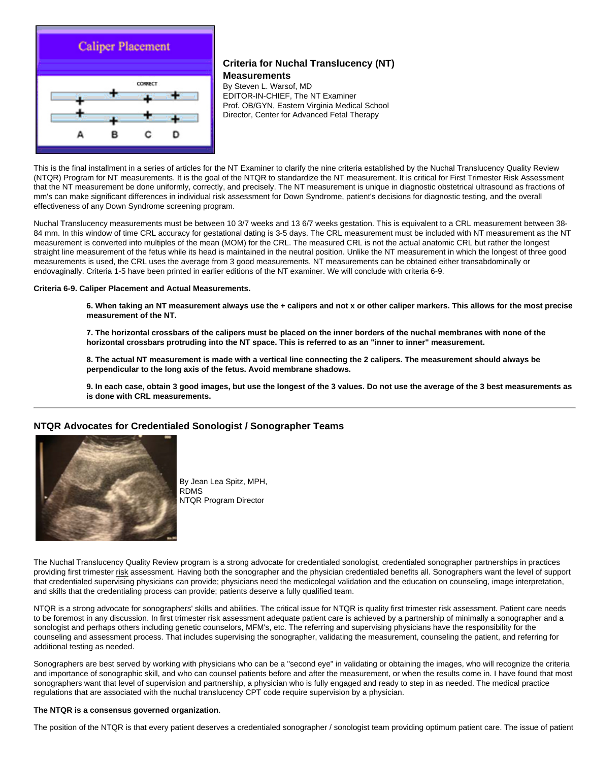## Criteria for Nuchal Translucency (NT) Measurements

By Steven L. Warsof, MD
EDITOR-IN-CHIEF, The NT Examiner
Prof. OB/GYN, Eastern Virginia Medical School
Director, Center for Advanced Fetal Therapy

This is the final installment in a series of articles for the NT Examiner to clarify the nine criteria established by the Nuchal Translucency Quality Review (NTQR) Program for NT measurements. It is the goal of the NTQR to standardize the NT measurement. It is critical for First Trimester Risk Assessment that the NT measurement be done uniformly, correctly, and precisely. The NT measurement is unique in diagnostic obstetrical ultrasound as fractions of mm's can make significant differences in individual risk assessment for Down Syndrome, patient's decisions for diagnostic testing, and the overall effectiveness of any Down Syndrome screening program.

Nuchal Translucency measurements must be between 10 3/7 weeks and 13 6/7 weeks gestation. This is equivalent to a CRL measurement between 38-84 mm. In this window of time CRL accuracy for gestational dating is 3-5 days. The CRL measurement must be included with NT measurement as the NT measurement is converted into multiples of the mean (MOM) for the CRL. The measured CRL is not the actual anatomic CRL but rather the longest straight line measurement of the fetus while its head is maintained in the neutral position. Unlike the NT measurement in which the longest of three good measurements is used, the CRL uses the average from 3 good measurements. NT measurements can be obtained either transabdominally or endovaginally. Criteria 1-5 have been printed in earlier editions of the NT examiner. We will conclude with criteria 6-9.

**Criteria 6-9. Caliper Placement and Actual Measurements.**

> **6. When taking an NT measurement always use the + calipers and not x or other caliper markers. This allows for the most precise measurement of the NT.**
>
> **7. The horizontal crossbars of the calipers must be placed on the inner borders of the nuchal membranes with none of the horizontal crossbars protruding into the NT space. This is referred to as an "inner to inner" measurement.**
>
> **8. The actual NT measurement is made with a vertical line connecting the 2 calipers. The measurement should always be perpendicular to the long axis of the fetus. Avoid membrane shadows.**
>
> **9. In each case, obtain 3 good images, but use the longest of the 3 values. Do not use the average of the 3 best measurements as is done with CRL measurements.**

---

## NTQR Advocates for Credentialed Sonologist / Sonographer Teams

By Jean Lea Spitz, MPH, RDMS
NTQR Program Director

The Nuchal Translucency Quality Review program is a strong advocate for credentialed sonologist, credentialed sonographer partnerships in practices providing first trimester risk assessment. Having both the sonographer and the physician credentialed benefits all. Sonographers want the level of support that credentialed supervising physicians can provide; physicians need the medicolegal validation and the education on counseling, image interpretation, and skills that the credentialing process can provide; patients deserve a fully qualified team.

NTQR is a strong advocate for sonographers' skills and abilities. The critical issue for NTQR is quality first trimester risk assessment. Patient care needs to be foremost in any discussion. In first trimester risk assessment adequate patient care is achieved by a partnership of minimally a sonographer and a sonologist and perhaps others including genetic counselors, MFM's, etc. The referring and supervising physicians have the responsibility for the counseling and assessment process. That includes supervising the sonographer, validating the measurement, counseling the patient, and referring for additional testing as needed.

Sonographers are best served by working with physicians who can be a "second eye" in validating or obtaining the images, who will recognize the criteria and importance of sonographic skill, and who can counsel patients before and after the measurement, or when the results come in. I have found that most sonographers want that level of supervision and partnership, a physician who is fully engaged and ready to step in as needed. The medical practice regulations that are associated with the nuchal translucency CPT code require supervision by a physician.

**The NTQR is a consensus governed organization**.

The position of the NTQR is that every patient deserves a credentialed sonographer / sonologist team providing optimum patient care. The issue of patient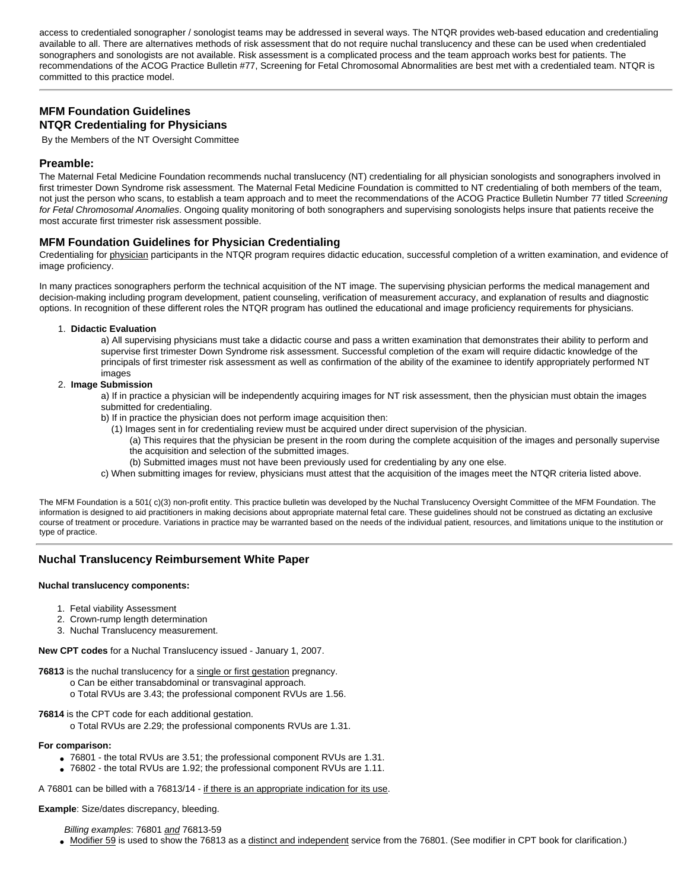access to credentialed sonographer / sonologist teams may be addressed in several ways. The NTQR provides web-based education and credentialing available to all. There are alternatives methods of risk assessment that do not require nuchal translucency and these can be used when credentialed sonographers and sonologists are not available. Risk assessment is a complicated process and the team approach works best for patients. The recommendations of the ACOG Practice Bulletin #77, Screening for Fetal Chromosomal Abnormalities are best met with a credentialed team. NTQR is committed to this practice model.

---

## MFM Foundation Guidelines
## NTQR Credentialing for Physicians

By the Members of the NT Oversight Committee

### Preamble:

The Maternal Fetal Medicine Foundation recommends nuchal translucency (NT) credentialing for all physician sonologists and sonographers involved in first trimester Down Syndrome risk assessment. The Maternal Fetal Medicine Foundation is committed to NT credentialing of both members of the team, not just the person who scans, to establish a team approach and to meet the recommendations of the ACOG Practice Bulletin Number 77 titled *Screening for Fetal Chromosomal Anomalies*. Ongoing quality monitoring of both sonographers and supervising sonologists helps insure that patients receive the most accurate first trimester risk assessment possible.

### MFM Foundation Guidelines for Physician Credentialing

Credentialing for <u>physician</u> participants in the NTQR program requires didactic education, successful completion of a written examination, and evidence of image proficiency.

In many practices sonographers perform the technical acquisition of the NT image. The supervising physician performs the medical management and decision-making including program development, patient counseling, verification of measurement accuracy, and explanation of results and diagnostic options. In recognition of these different roles the NTQR program has outlined the educational and image proficiency requirements for physicians.

1. **Didactic Evaluation**
   a) All supervising physicians must take a didactic course and pass a written examination that demonstrates their ability to perform and supervise first trimester Down Syndrome risk assessment. Successful completion of the exam will require didactic knowledge of the principals of first trimester risk assessment as well as confirmation of the ability of the examinee to identify appropriately performed NT images
2. **Image Submission**
   a) If in practice a physician will be independently acquiring images for NT risk assessment, then the physician must obtain the images submitted for credentialing.
   b) If in practice the physician does not perform image acquisition then:
      (1) Images sent in for credentialing review must be acquired under direct supervision of the physician.
         (a) This requires that the physician be present in the room during the complete acquisition of the images and personally supervise the acquisition and selection of the submitted images.
         (b) Submitted images must not have been previously used for credentialing by any one else.
   c) When submitting images for review, physicians must attest that the acquisition of the images meet the NTQR criteria listed above.

The MFM Foundation is a 501( c)(3) non-profit entity. This practice bulletin was developed by the Nuchal Translucency Oversight Committee of the MFM Foundation. The information is designed to aid practitioners in making decisions about appropriate maternal fetal care. These guidelines should not be construed as dictating an exclusive course of treatment or procedure. Variations in practice may be warranted based on the needs of the individual patient, resources, and limitations unique to the institution or type of practice.

---

## Nuchal Translucency Reimbursement White Paper

**Nuchal translucency components:**

1. Fetal viability Assessment
2. Crown-rump length determination
3. Nuchal Translucency measurement.

**New CPT codes** for a Nuchal Translucency issued - January 1, 2007.

**76813** is the nuchal translucency for a <u>single or first gestation</u> pregnancy.
- o Can be either transabdominal or transvaginal approach.
- o Total RVUs are 3.43; the professional component RVUs are 1.56.

**76814** is the CPT code for each additional gestation.
- o Total RVUs are 2.29; the professional components RVUs are 1.31.

**For comparison:**

- 76801 - the total RVUs are 3.51; the professional component RVUs are 1.31.
- 76802 - the total RVUs are 1.92; the professional component RVUs are 1.11.

A 76801 can be billed with a 76813/14 - <u>if there is an appropriate indication for its use</u>.

**Example**: Size/dates discrepancy, bleeding.

*Billing examples*: 76801 <u>*and*</u> 76813-59

- <u>Modifier 59</u> is used to show the 76813 as a <u>distinct and independent</u> service from the 76801. (See modifier in CPT book for clarification.)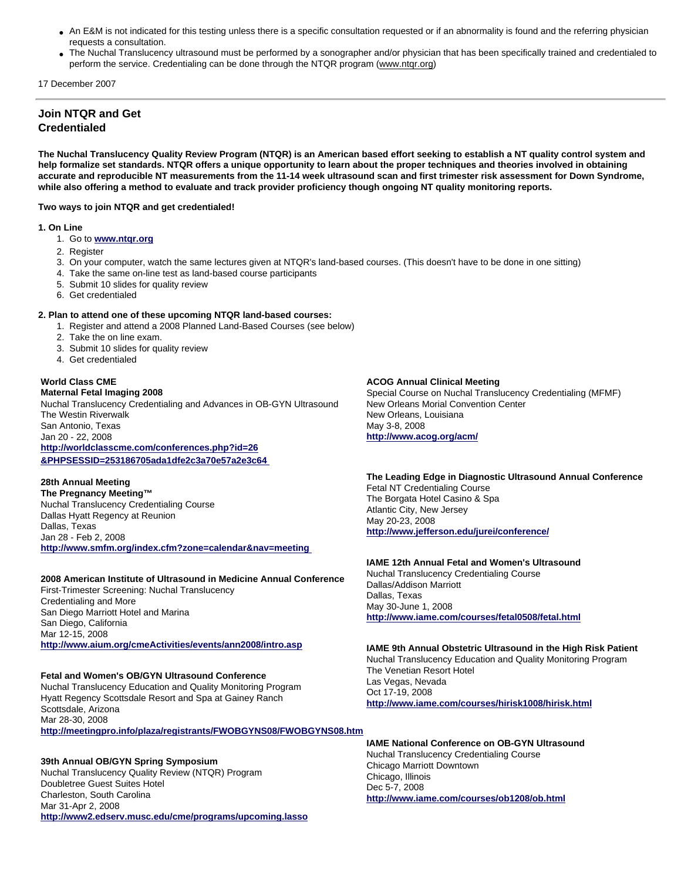- An E&M is not indicated for this testing unless there is a specific consultation requested or if an abnormality is found and the referring physician requests a consultation.
- The Nuchal Translucency ultrasound must be performed by a sonographer and/or physician that has been specifically trained and credentialed to perform the service. Credentialing can be done through the NTQR program (www.ntqr.org)

17 December 2007

---

## Join NTQR and Get Credentialed

**The Nuchal Translucency Quality Review Program (NTQR) is an American based effort seeking to establish a NT quality control system and help formalize set standards. NTQR offers a unique opportunity to learn about the proper techniques and theories involved in obtaining accurate and reproducible NT measurements from the 11-14 week ultrasound scan and first trimester risk assessment for Down Syndrome, while also offering a method to evaluate and track provider proficiency though ongoing NT quality monitoring reports.**

**Two ways to join NTQR and get credentialed!**

**1. On Line**

1. Go to **www.ntqr.org**
2. Register
3. On your computer, watch the same lectures given at NTQR's land-based courses. (This doesn't have to be done in one sitting)
4. Take the same on-line test as land-based course participants
5. Submit 10 slides for quality review
6. Get credentialed

**2. Plan to attend one of these upcoming NTQR land-based courses:**

1. Register and attend a 2008 Planned Land-Based Courses (see below)
2. Take the on line exam.
3. Submit 10 slides for quality review
4. Get credentialed

**World Class CME**
**Maternal Fetal Imaging 2008**
Nuchal Translucency Credentialing and Advances in OB-GYN Ultrasound
The Westin Riverwalk
San Antonio, Texas
Jan 20 - 22, 2008
**http://worldclasscme.com/conferences.php?id=26&PHPSESSID=253186705ada1dfe2c3a70e57a2e3c64**

**28th Annual Meeting**
**The Pregnancy Meeting™**
Nuchal Translucency Credentialing Course
Dallas Hyatt Regency at Reunion
Dallas, Texas
Jan 28 - Feb 2, 2008
**http://www.smfm.org/index.cfm?zone=calendar&nav=meeting**

**2008 American Institute of Ultrasound in Medicine Annual Conference**
First-Trimester Screening: Nuchal Translucency Credentialing and More
San Diego Marriott Hotel and Marina
San Diego, California
Mar 12-15, 2008
**http://www.aium.org/cmeActivities/events/ann2008/intro.asp**

**Fetal and Women's OB/GYN Ultrasound Conference**
Nuchal Translucency Education and Quality Monitoring Program
Hyatt Regency Scottsdale Resort and Spa at Gainey Ranch
Scottsdale, Arizona
Mar 28-30, 2008
**http://meetingpro.info/plaza/registrants/FWOBGYNS08/FWOBGYNS08.htm**

**39th Annual OB/GYN Spring Symposium**
Nuchal Translucency Quality Review (NTQR) Program
Doubletree Guest Suites Hotel
Charleston, South Carolina
Mar 31-Apr 2, 2008
**http://www2.edserv.musc.edu/cme/programs/upcoming.lasso**

**ACOG Annual Clinical Meeting**
Special Course on Nuchal Translucency Credentialing (MFMF)
New Orleans Morial Convention Center
New Orleans, Louisiana
May 3-8, 2008
**http://www.acog.org/acm/**

**The Leading Edge in Diagnostic Ultrasound Annual Conference**
Fetal NT Credentialing Course
The Borgata Hotel Casino & Spa
Atlantic City, New Jersey
May 20-23, 2008
**http://www.jefferson.edu/jurei/conference/**

**IAME 12th Annual Fetal and Women's Ultrasound**
Nuchal Translucency Credentialing Course
Dallas/Addison Marriott
Dallas, Texas
May 30-June 1, 2008
**http://www.iame.com/courses/fetal0508/fetal.html**

**IAME 9th Annual Obstetric Ultrasound in the High Risk Patient**
Nuchal Translucency Education and Quality Monitoring Program
The Venetian Resort Hotel
Las Vegas, Nevada
Oct 17-19, 2008
**http://www.iame.com/courses/hirisk1008/hirisk.html**

**IAME National Conference on OB-GYN Ultrasound**
Nuchal Translucency Credentialing Course
Chicago Marriott Downtown
Chicago, Illinois
Dec 5-7, 2008
**http://www.iame.com/courses/ob1208/ob.html**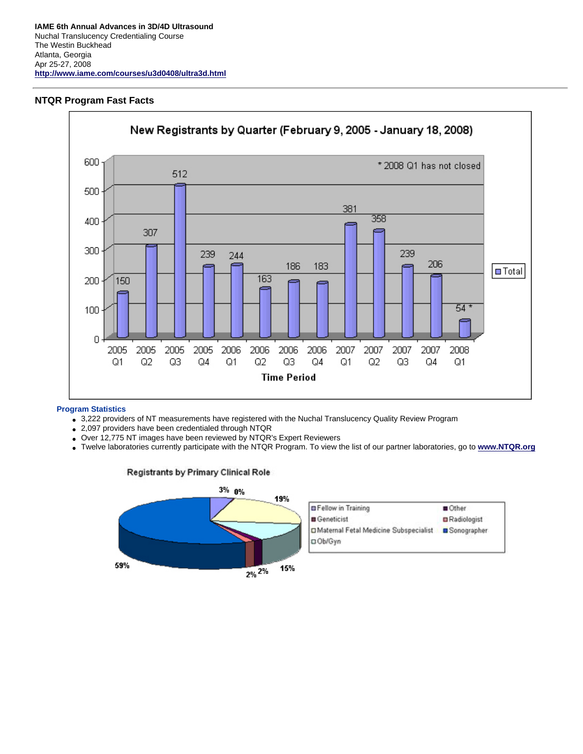**IAME 6th Annual Advances in 3D/4D Ultrasound**
Nuchal Translucency Credentialing Course
The Westin Buckhead
Atlanta, Georgia
Apr 25-27, 2008
**http://www.iame.com/courses/u3d0408/ultra3d.html**

---

## NTQR Program Fast Facts

### New Registrants by Quarter (February 9, 2005 - January 18, 2008)

| Time Period | Total |
|---|---|
| 2005 Q1 | 150 |
| 2005 Q2 | 307 |
| 2005 Q3 | 512 |
| 2005 Q4 | 239 |
| 2006 Q1 | 244 |
| 2006 Q2 | 163 |
| 2006 Q3 | 186 |
| 2006 Q4 | 183 |
| 2007 Q1 | 381 |
| 2007 Q2 | 358 |
| 2007 Q3 | 239 |
| 2007 Q4 | 206 |
| 2008 Q1 | 54 * |

\* 2008 Q1 has not closed

**Program Statistics**

- 3,222 providers of NT measurements have registered with the Nuchal Translucency Quality Review Program
- 2,097 providers have been credentialed through NTQR
- Over 12,775 NT images have been reviewed by NTQR's Expert Reviewers
- Twelve laboratories currently participate with the NTQR Program. To view the list of our partner laboratories, go to **www.NTQR.org**

### Registrants by Primary Clinical Role

| Role | Percentage |
|---|---|
| Fellow in Training | 3% |
| Other | 0% |
| Maternal Fetal Medicine Subspecialist | 19% |
| Ob/Gyn | 15% |
| Other / Geneticist | 2% |
| Radiologist | 2% |
| Sonographer | 59% |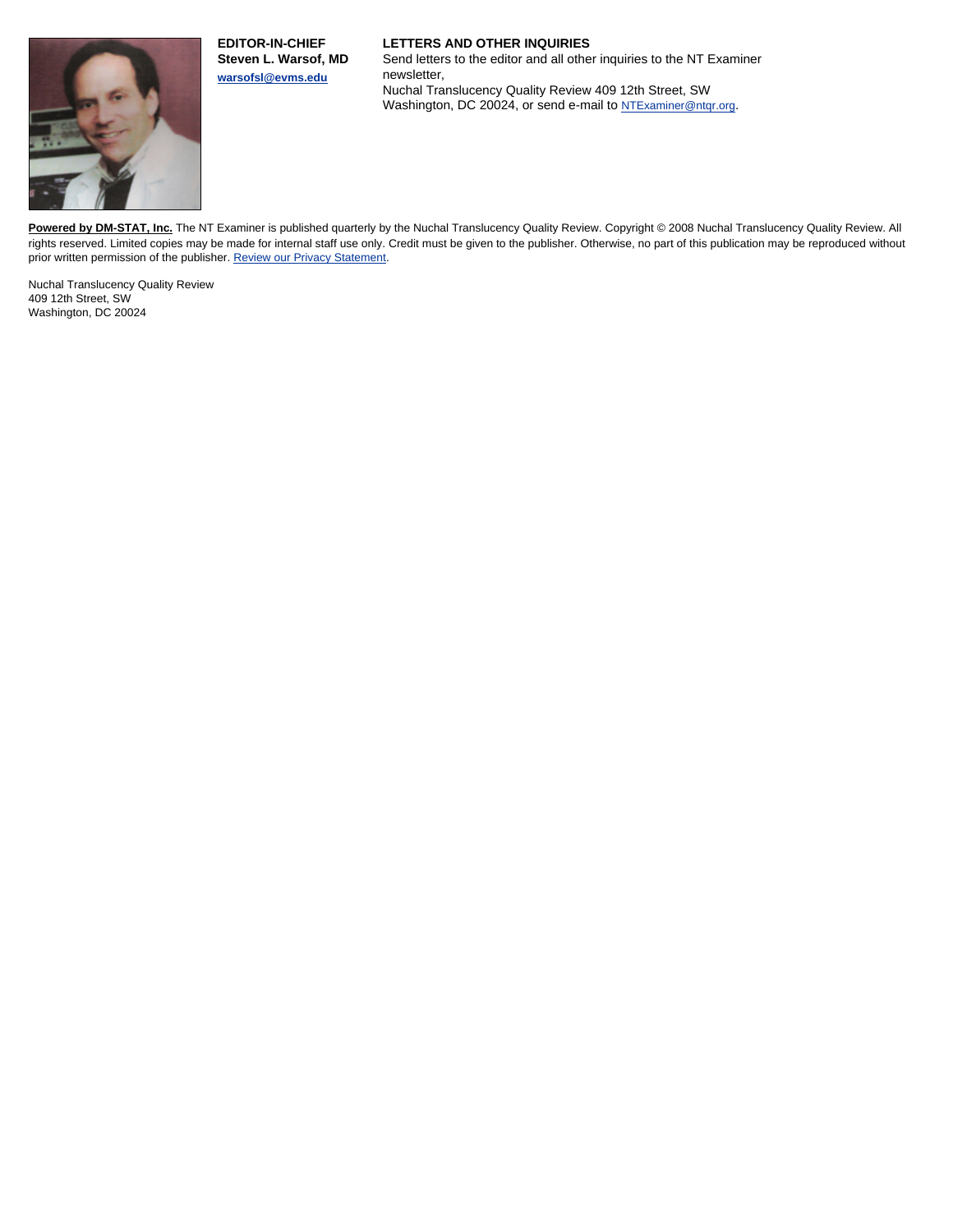**EDITOR-IN-CHIEF**
**Steven L. Warsof, MD**
**warsofsl@evms.edu**

**LETTERS AND OTHER INQUIRIES**

Send letters to the editor and all other inquiries to the NT Examiner newsletter,
Nuchal Translucency Quality Review 409 12th Street, SW
Washington, DC 20024, or send e-mail to NTExaminer@ntqr.org.

**Powered by DM-STAT, Inc.** The NT Examiner is published quarterly by the Nuchal Translucency Quality Review. Copyright © 2008 Nuchal Translucency Quality Review. All rights reserved. Limited copies may be made for internal staff use only. Credit must be given to the publisher. Otherwise, no part of this publication may be reproduced without prior written permission of the publisher. Review our Privacy Statement.

Nuchal Translucency Quality Review
409 12th Street, SW
Washington, DC 20024